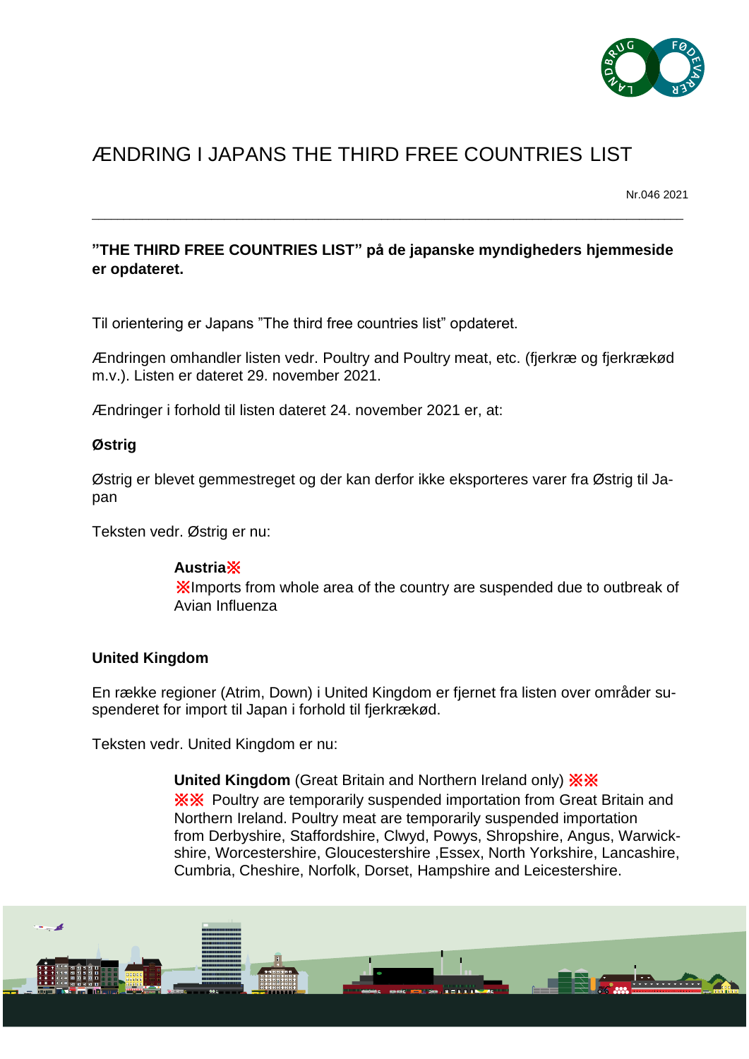# ÆNDRING I JAPANS THE THIRD FREE COUNTRIES LIST

Nr.046 2021

**"THE THIRD FREE COUNTRIES LIST" på de japanske myndigheders hjemmeside er opdateret.**

Til orientering er Japans "The third free countries list" opdateret.

Ændringen omhandler listen vedr. Poultry and Poultry meat, etc. (fjerkræ og fjerkrækød m.v.). Listen er dateret 29. november 2021.

Ændringer i forhold til listen dateret 24. november 2021 er, at:

**Østrig**

Østrig er blevet gemmestreget og der kan derfor ikke eksporteres varer fra Østrig til Japan

Teksten vedr. Østrig er nu:

> **Austria**※
> ※Imports from whole area of the country are suspended due to outbreak of Avian Influenza

**United Kingdom**

En række regioner (Atrim, Down) i United Kingdom er fjernet fra listen over områder suspenderet for import til Japan i forhold til fjerkrækød.

Teksten vedr. United Kingdom er nu:

> **United Kingdom** (Great Britain and Northern Ireland only) ※※
> ※※ Poultry are temporarily suspended importation from Great Britain and Northern Ireland. Poultry meat are temporarily suspended importation from Derbyshire, Staffordshire, Clwyd, Powys, Shropshire, Angus, Warwickshire, Worcestershire, Gloucestershire ,Essex, North Yorkshire, Lancashire, Cumbria, Cheshire, Norfolk, Dorset, Hampshire and Leicestershire.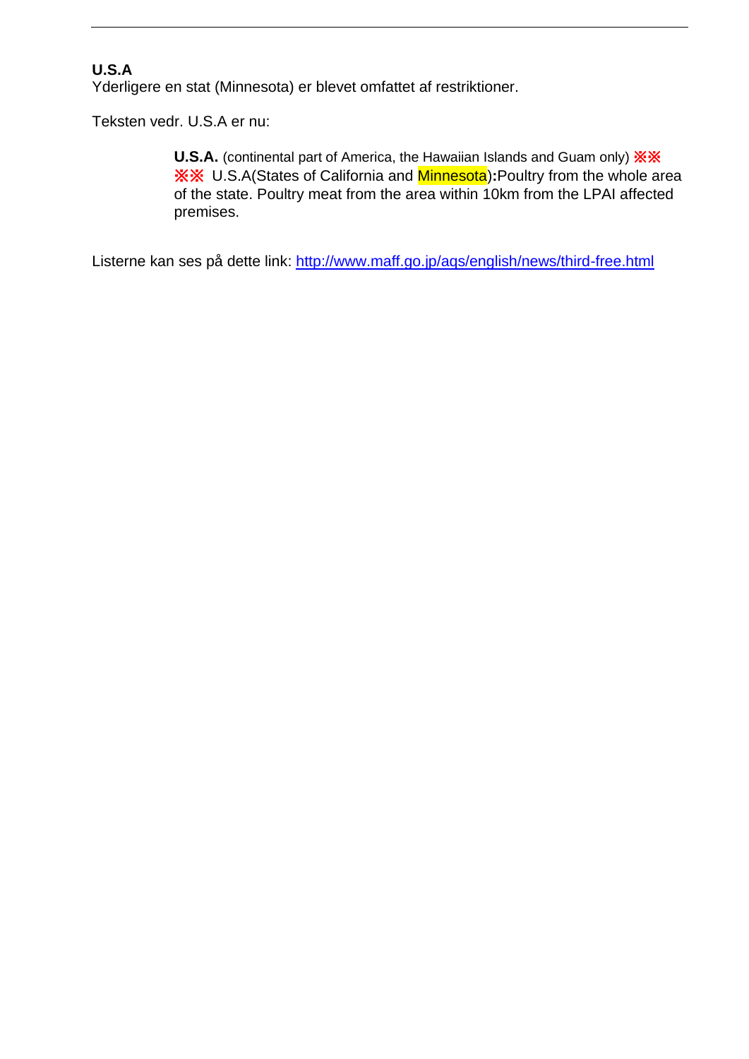**U.S.A**
Yderligere en stat (Minnesota) er blevet omfattet af restriktioner.

Teksten vedr. U.S.A er nu:

> **U.S.A.** (continental part of America, the Hawaiian Islands and Guam only) ※※
> ※※ U.S.A(States of California and Minnesota)**:**Poultry from the whole area of the state. Poultry meat from the area within 10km from the LPAI affected premises.

Listerne kan ses på dette link: http://www.maff.go.jp/aqs/english/news/third-free.html